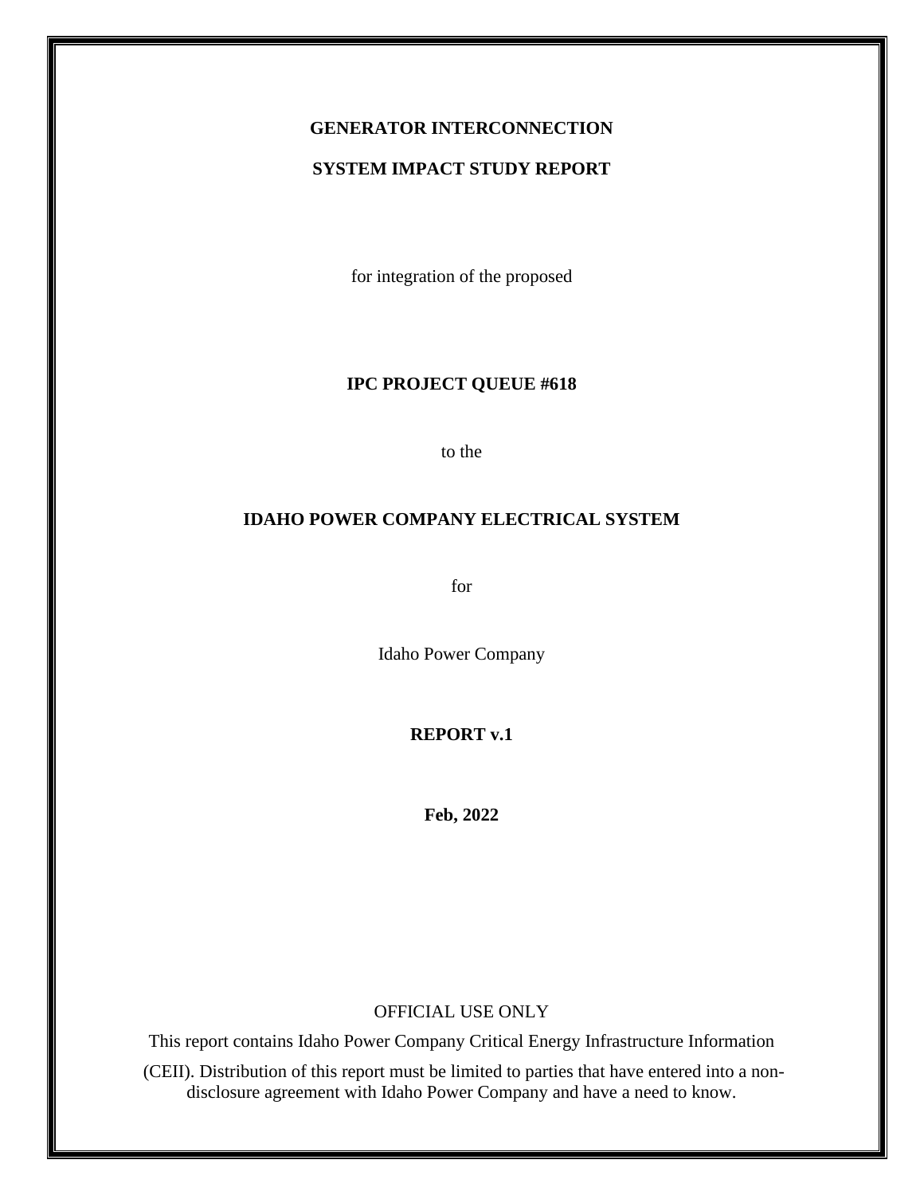**GENERATOR INTERCONNECTION**

**SYSTEM IMPACT STUDY REPORT**

for integration of the proposed

**IPC PROJECT QUEUE #618**

to the

**IDAHO POWER COMPANY ELECTRICAL SYSTEM**

for

Idaho Power Company

**REPORT v.1**

**Feb, 2022**

OFFICIAL USE ONLY

This report contains Idaho Power Company Critical Energy Infrastructure Information

(CEII). Distribution of this report must be limited to parties that have entered into a non-disclosure agreement with Idaho Power Company and have a need to know.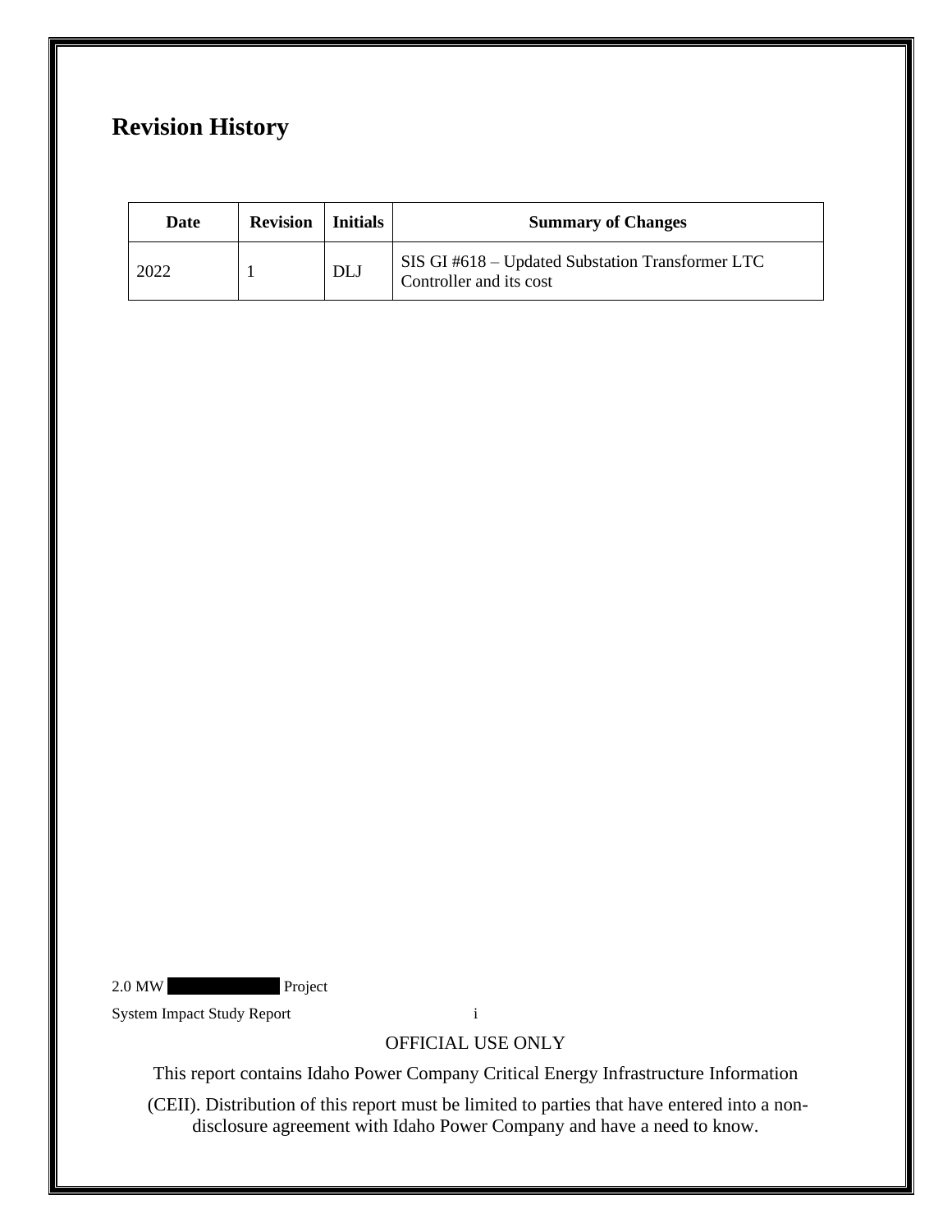# Revision History

| Date | Revision | Initials | Summary of Changes |
|---|---|---|---|
| 2022 | 1 | DLJ | SIS GI #618 – Updated Substation Transformer LTC Controller and its cost |

OFFICIAL USE ONLY

This report contains Idaho Power Company Critical Energy Infrastructure Information (CEII). Distribution of this report must be limited to parties that have entered into a non-disclosure agreement with Idaho Power Company and have a need to know.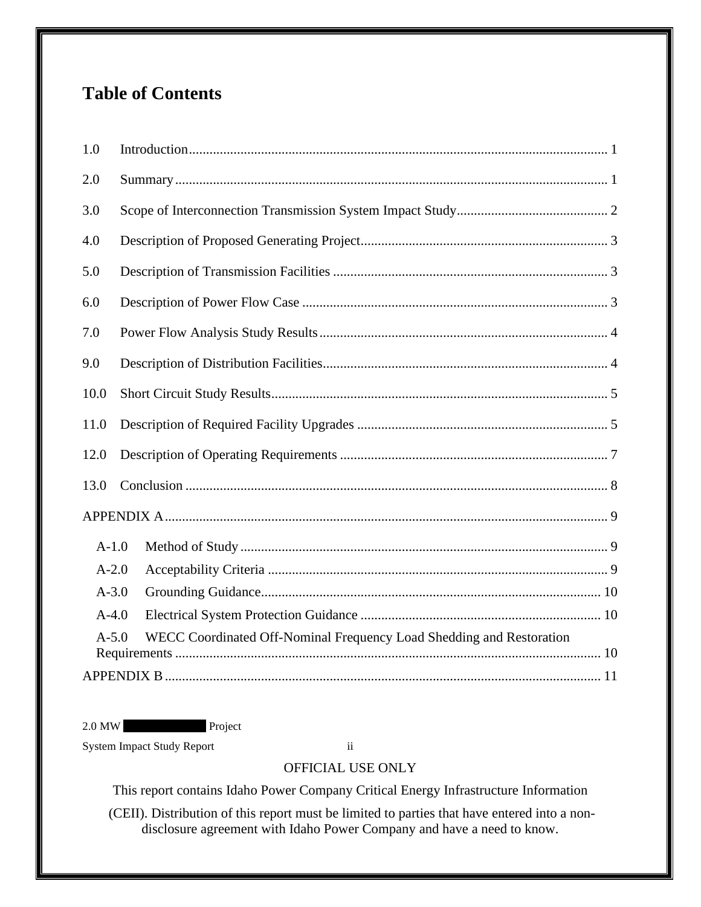# Table of Contents

1.0 Introduction ........................................................................................................................ 1

2.0 Summary ............................................................................................................................ 1

3.0 Scope of Interconnection Transmission System Impact Study ........................................... 2

4.0 Description of Proposed Generating Project ....................................................................... 3

5.0 Description of Transmission Facilities ............................................................................... 3

6.0 Description of Power Flow Case ........................................................................................ 3

7.0 Power Flow Analysis Study Results ................................................................................... 4

9.0 Description of Distribution Facilities .................................................................................. 4

10.0 Short Circuit Study Results ................................................................................................. 5

11.0 Description of Required Facility Upgrades ........................................................................ 5

12.0 Description of Operating Requirements ............................................................................. 7

13.0 Conclusion .......................................................................................................................... 8

APPENDIX A ............................................................................................................................... 9

- A-1.0 Method of Study .......................................................................................................... 9
- A-2.0 Acceptability Criteria .................................................................................................. 9
- A-3.0 Grounding Guidance .................................................................................................. 10
- A-4.0 Electrical System Protection Guidance ..................................................................... 10
- A-5.0 WECC Coordinated Off-Nominal Frequency Load Shedding and Restoration Requirements .......................................................................................................... 10

APPENDIX B ............................................................................................................................. 11

OFFICIAL USE ONLY

This report contains Idaho Power Company Critical Energy Infrastructure Information (CEII). Distribution of this report must be limited to parties that have entered into a non-disclosure agreement with Idaho Power Company and have a need to know.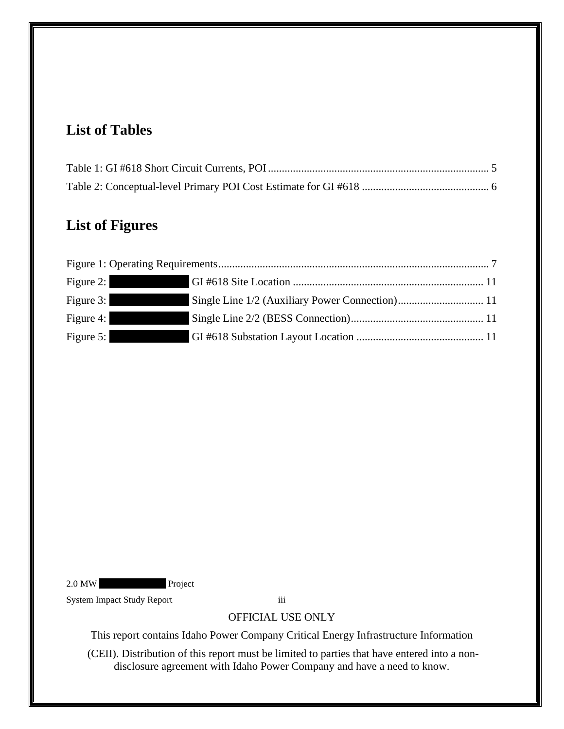## List of Tables

Table 1: GI #618 Short Circuit Currents, POI ............................................................................... 5

Table 2: Conceptual-level Primary POI Cost Estimate for GI #618 ............................................. 6

## List of Figures

Figure 1: Operating Requirements................................................................................................. 7

Figure 2: ██████████ GI #618 Site Location .................................................................... 11

Figure 3: ██████████ Single Line 1/2 (Auxiliary Power Connection)............................... 11

Figure 4: ██████████ Single Line 2/2 (BESS Connection)................................................ 11

Figure 5: ██████████ GI #618 Substation Layout Location ............................................. 11

OFFICIAL USE ONLY

This report contains Idaho Power Company Critical Energy Infrastructure Information (CEII). Distribution of this report must be limited to parties that have entered into a non-disclosure agreement with Idaho Power Company and have a need to know.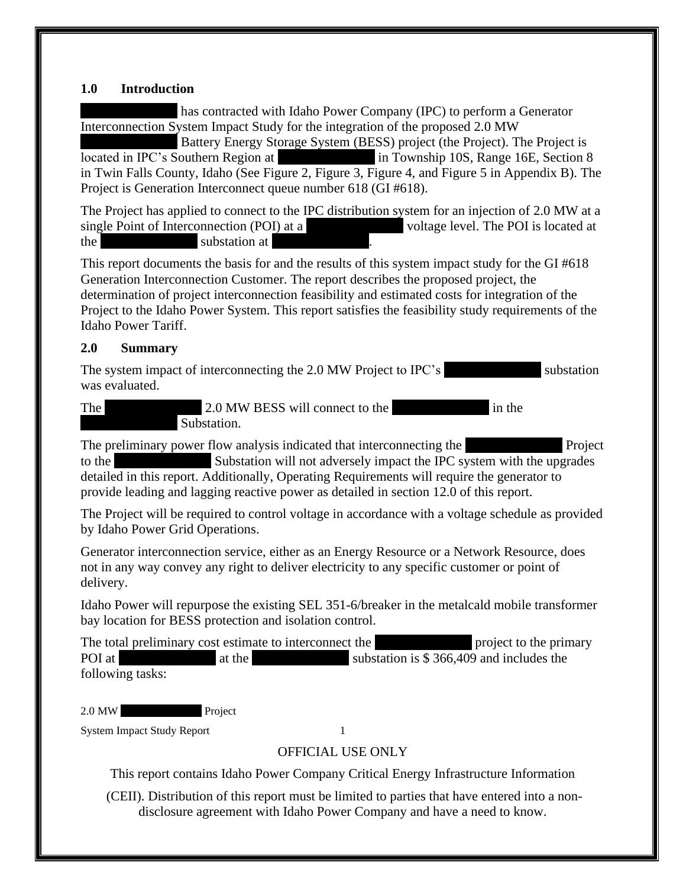## 1.0 Introduction

has contracted with Idaho Power Company (IPC) to perform a Generator Interconnection System Impact Study for the integration of the proposed 2.0 MW Battery Energy Storage System (BESS) project (the Project). The Project is located in IPC's Southern Region at in Township 10S, Range 16E, Section 8 in Twin Falls County, Idaho (See Figure 2, Figure 3, Figure 4, and Figure 5 in Appendix B). The Project is Generation Interconnect queue number 618 (GI #618).

The Project has applied to connect to the IPC distribution system for an injection of 2.0 MW at a single Point of Interconnection (POI) at a voltage level. The POI is located at the substation at .

This report documents the basis for and the results of this system impact study for the GI #618 Generation Interconnection Customer. The report describes the proposed project, the determination of project interconnection feasibility and estimated costs for integration of the Project to the Idaho Power System. This report satisfies the feasibility study requirements of the Idaho Power Tariff.

## 2.0 Summary

The system impact of interconnecting the 2.0 MW Project to IPC's substation was evaluated.

The 2.0 MW BESS will connect to the in the Substation.

The preliminary power flow analysis indicated that interconnecting the Project to the Substation will not adversely impact the IPC system with the upgrades detailed in this report. Additionally, Operating Requirements will require the generator to provide leading and lagging reactive power as detailed in section 12.0 of this report.

The Project will be required to control voltage in accordance with a voltage schedule as provided by Idaho Power Grid Operations.

Generator interconnection service, either as an Energy Resource or a Network Resource, does not in any way convey any right to deliver electricity to any specific customer or point of delivery.

Idaho Power will repurpose the existing SEL 351-6/breaker in the metalcald mobile transformer bay location for BESS protection and isolation control.

The total preliminary cost estimate to interconnect the project to the primary POI at at the substation is $ 366,409 and includes the following tasks: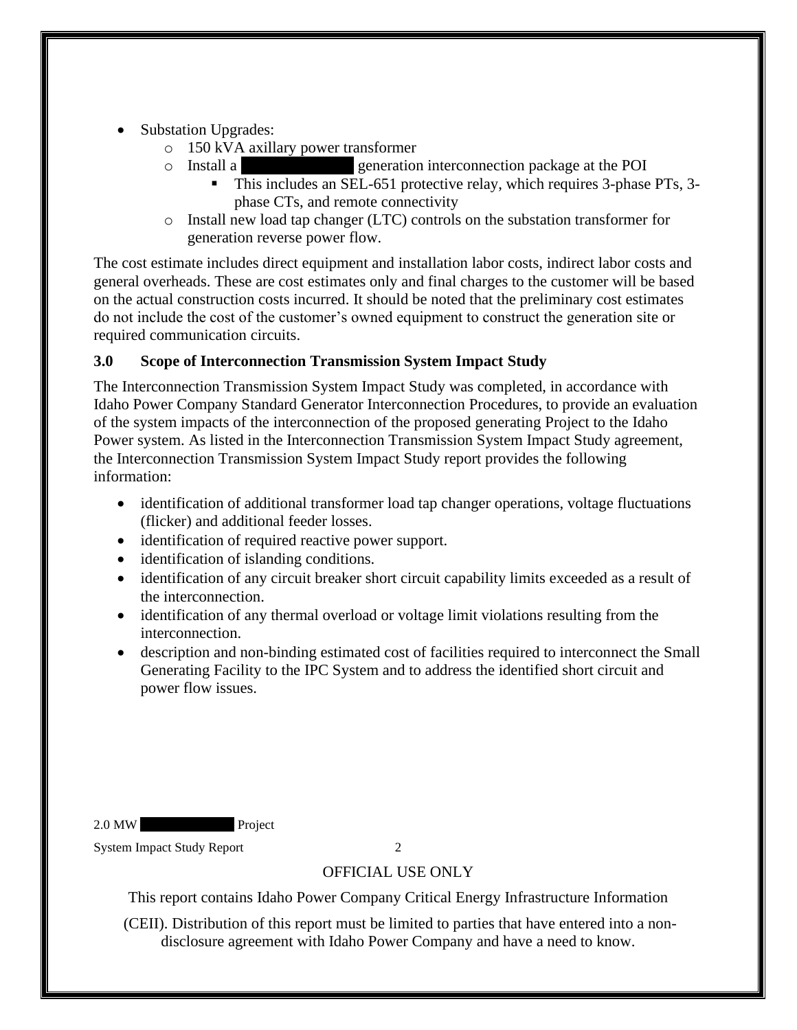- Substation Upgrades:
  - 150 kVA axillary power transformer
  - Install a ██████████ generation interconnection package at the POI
    - This includes an SEL-651 protective relay, which requires 3-phase PTs, 3-phase CTs, and remote connectivity
  - Install new load tap changer (LTC) controls on the substation transformer for generation reverse power flow.

The cost estimate includes direct equipment and installation labor costs, indirect labor costs and general overheads. These are cost estimates only and final charges to the customer will be based on the actual construction costs incurred. It should be noted that the preliminary cost estimates do not include the cost of the customer's owned equipment to construct the generation site or required communication circuits.

### 3.0 Scope of Interconnection Transmission System Impact Study

The Interconnection Transmission System Impact Study was completed, in accordance with Idaho Power Company Standard Generator Interconnection Procedures, to provide an evaluation of the system impacts of the interconnection of the proposed generating Project to the Idaho Power system. As listed in the Interconnection Transmission System Impact Study agreement, the Interconnection Transmission System Impact Study report provides the following information:

- identification of additional transformer load tap changer operations, voltage fluctuations (flicker) and additional feeder losses.
- identification of required reactive power support.
- identification of islanding conditions.
- identification of any circuit breaker short circuit capability limits exceeded as a result of the interconnection.
- identification of any thermal overload or voltage limit violations resulting from the interconnection.
- description and non-binding estimated cost of facilities required to interconnect the Small Generating Facility to the IPC System and to address the identified short circuit and power flow issues.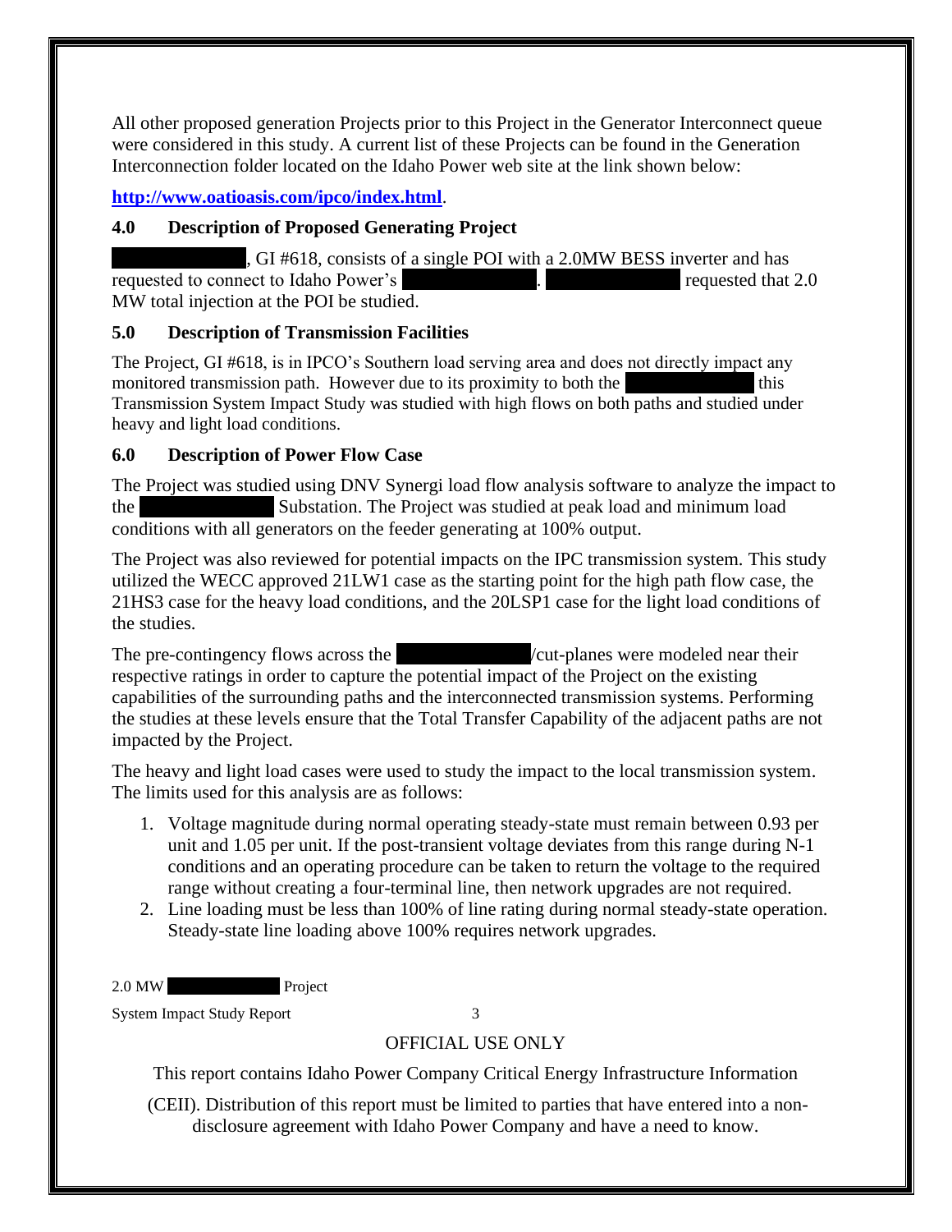All other proposed generation Projects prior to this Project in the Generator Interconnect queue were considered in this study. A current list of these Projects can be found in the Generation Interconnection folder located on the Idaho Power web site at the link shown below:

**http://www.oatioasis.com/ipco/index.html**.

## 4.0 Description of Proposed Generating Project

██████████, GI #618, consists of a single POI with a 2.0MW BESS inverter and has requested to connect to Idaho Power's ██████████. ██████████ requested that 2.0 MW total injection at the POI be studied.

## 5.0 Description of Transmission Facilities

The Project, GI #618, is in IPCO's Southern load serving area and does not directly impact any monitored transmission path. However due to its proximity to both the ██████████ this Transmission System Impact Study was studied with high flows on both paths and studied under heavy and light load conditions.

## 6.0 Description of Power Flow Case

The Project was studied using DNV Synergi load flow analysis software to analyze the impact to the ██████████ Substation. The Project was studied at peak load and minimum load conditions with all generators on the feeder generating at 100% output.

The Project was also reviewed for potential impacts on the IPC transmission system. This study utilized the WECC approved 21LW1 case as the starting point for the high path flow case, the 21HS3 case for the heavy load conditions, and the 20LSP1 case for the light load conditions of the studies.

The pre-contingency flows across the ██████████/cut-planes were modeled near their respective ratings in order to capture the potential impact of the Project on the existing capabilities of the surrounding paths and the interconnected transmission systems. Performing the studies at these levels ensure that the Total Transfer Capability of the adjacent paths are not impacted by the Project.

The heavy and light load cases were used to study the impact to the local transmission system. The limits used for this analysis are as follows:

1. Voltage magnitude during normal operating steady-state must remain between 0.93 per unit and 1.05 per unit. If the post-transient voltage deviates from this range during N-1 conditions and an operating procedure can be taken to return the voltage to the required range without creating a four-terminal line, then network upgrades are not required.
2. Line loading must be less than 100% of line rating during normal steady-state operation. Steady-state line loading above 100% requires network upgrades.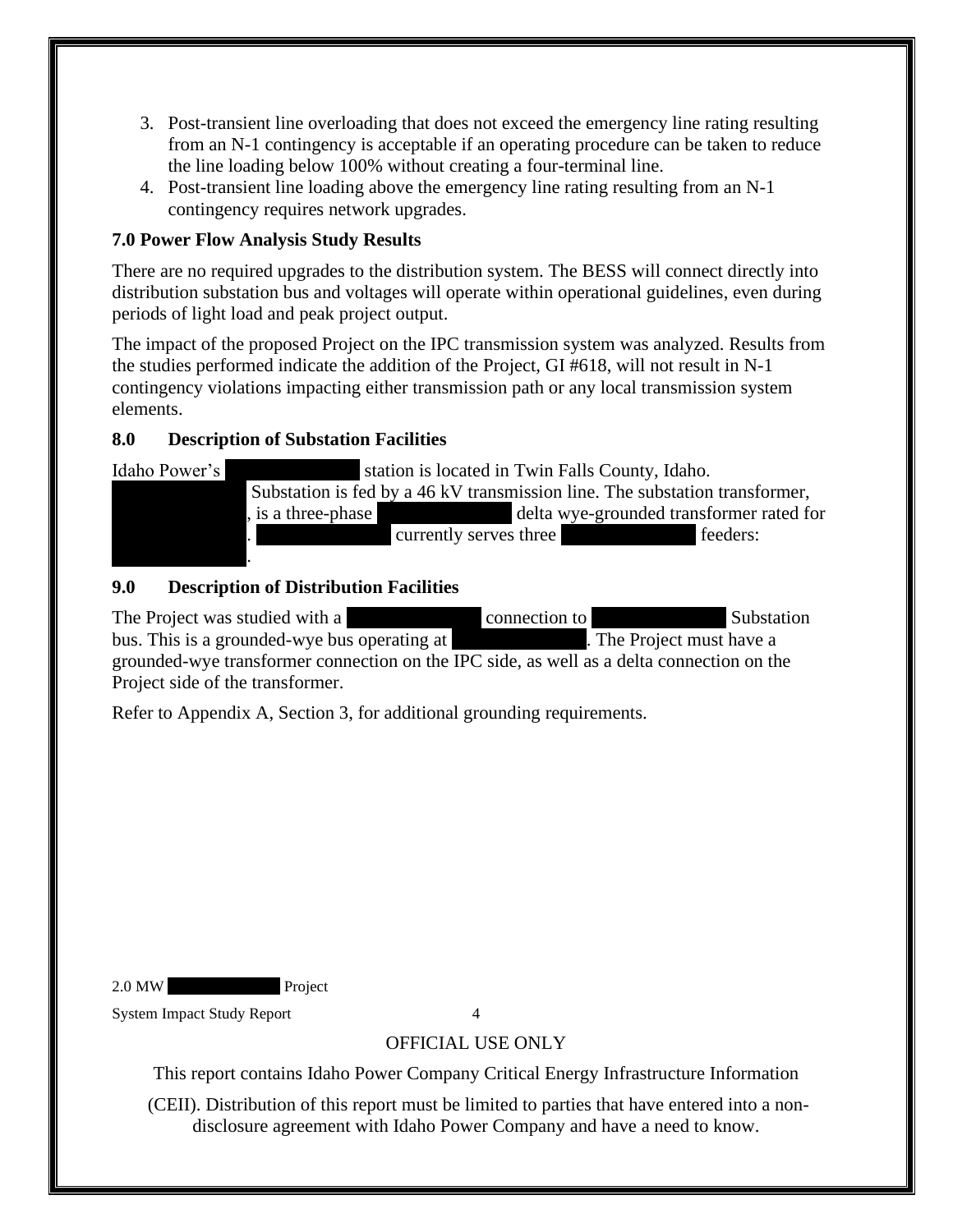3. Post-transient line overloading that does not exceed the emergency line rating resulting from an N-1 contingency is acceptable if an operating procedure can be taken to reduce the line loading below 100% without creating a four-terminal line.
4. Post-transient line loading above the emergency line rating resulting from an N-1 contingency requires network upgrades.

### 7.0 Power Flow Analysis Study Results

There are no required upgrades to the distribution system. The BESS will connect directly into distribution substation bus and voltages will operate within operational guidelines, even during periods of light load and peak project output.

The impact of the proposed Project on the IPC transmission system was analyzed. Results from the studies performed indicate the addition of the Project, GI #618, will not result in N-1 contingency violations impacting either transmission path or any local transmission system elements.

### 8.0 Description of Substation Facilities

Idaho Power's [REDACTED] station is located in Twin Falls County, Idaho. [REDACTED] Substation is fed by a 46 kV transmission line. The substation transformer, [REDACTED], is a three-phase [REDACTED] delta wye-grounded transformer rated for [REDACTED]. [REDACTED] currently serves three [REDACTED] feeders: [REDACTED].

### 9.0 Description of Distribution Facilities

The Project was studied with a [REDACTED] connection to [REDACTED] Substation bus. This is a grounded-wye bus operating at [REDACTED]. The Project must have a grounded-wye transformer connection on the IPC side, as well as a delta connection on the Project side of the transformer.

Refer to Appendix A, Section 3, for additional grounding requirements.

OFFICIAL USE ONLY

This report contains Idaho Power Company Critical Energy Infrastructure Information (CEII). Distribution of this report must be limited to parties that have entered into a non-disclosure agreement with Idaho Power Company and have a need to know.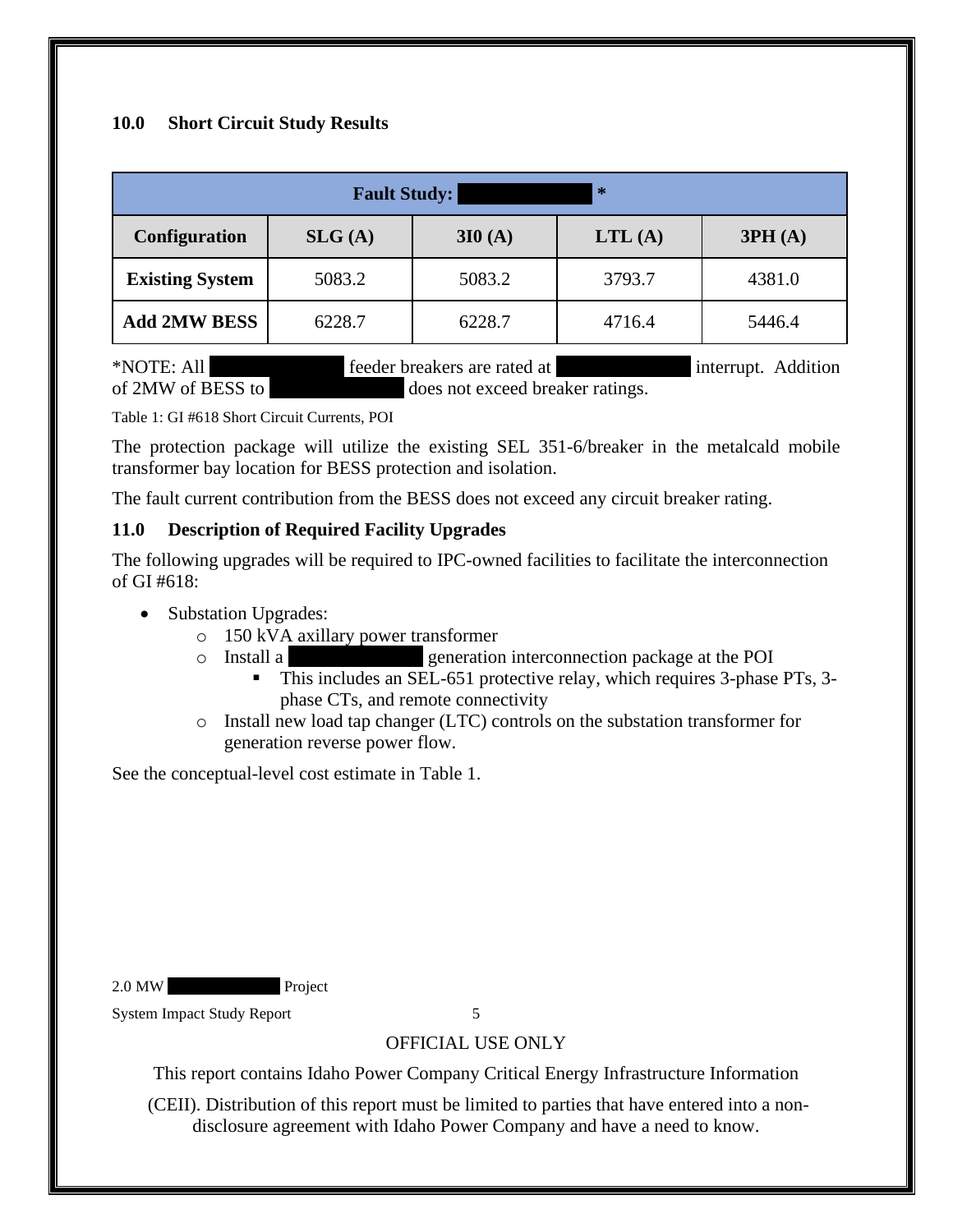## 10.0 Short Circuit Study Results

| Fault Study: \* | | | | |
|---|---|---|---|---|
| **Configuration** | **SLG (A)** | **3I0 (A)** | **LTL (A)** | **3PH (A)** |
| **Existing System** | 5083.2 | 5083.2 | 3793.7 | 4381.0 |
| **Add 2MW BESS** | 6228.7 | 6228.7 | 4716.4 | 5446.4 |

\*NOTE: All feeder breakers are rated at interrupt. Addition of 2MW of BESS to does not exceed breaker ratings.

Table 1: GI #618 Short Circuit Currents, POI

The protection package will utilize the existing SEL 351-6/breaker in the metalcald mobile transformer bay location for BESS protection and isolation.

The fault current contribution from the BESS does not exceed any circuit breaker rating.

## 11.0 Description of Required Facility Upgrades

The following upgrades will be required to IPC-owned facilities to facilitate the interconnection of GI #618:

- Substation Upgrades:
  - 150 kVA axillary power transformer
  - Install a generation interconnection package at the POI
    - This includes an SEL-651 protective relay, which requires 3-phase PTs, 3-phase CTs, and remote connectivity
  - Install new load tap changer (LTC) controls on the substation transformer for generation reverse power flow.

See the conceptual-level cost estimate in Table 1.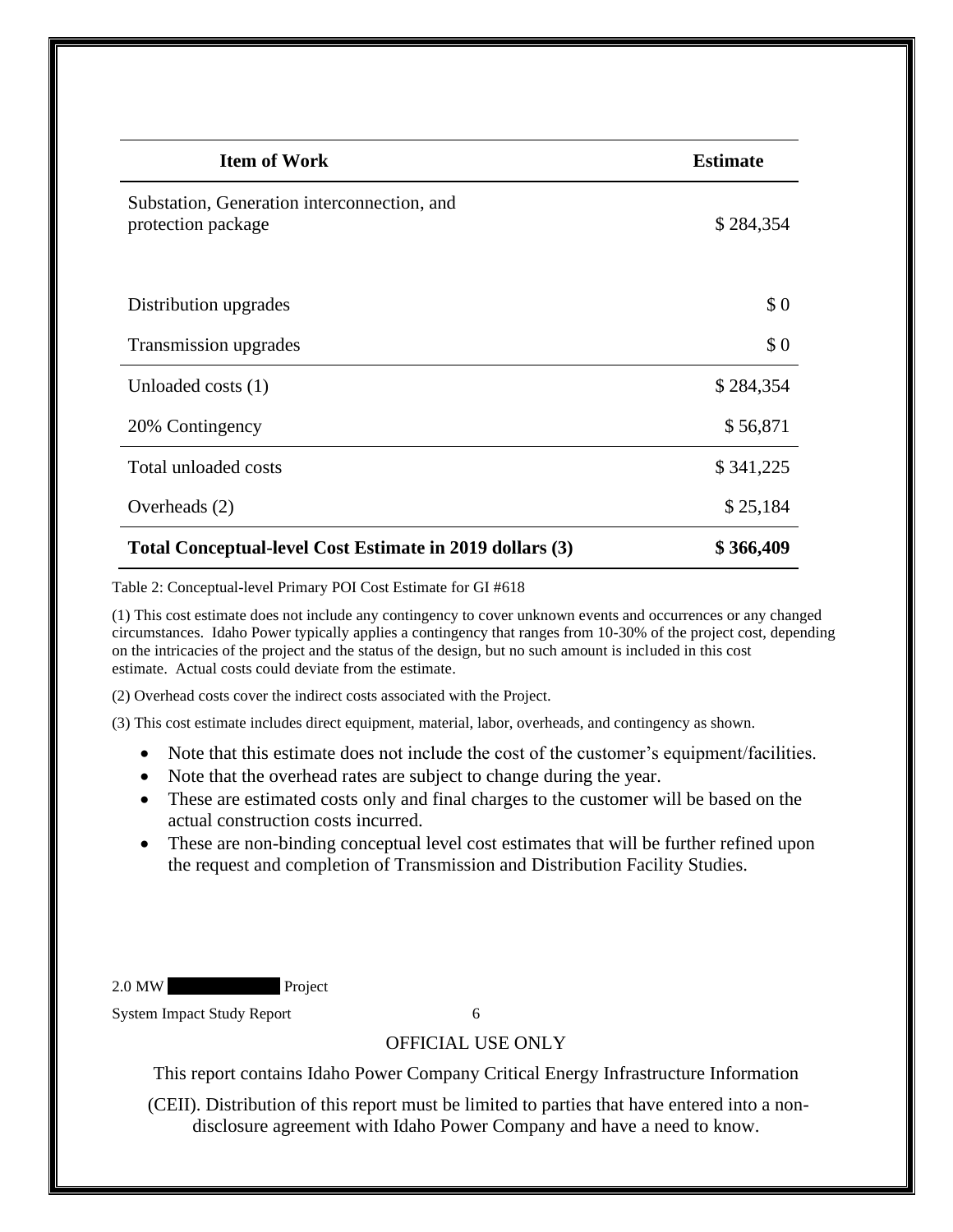| Item of Work | Estimate |
| --- | --- |
| Substation, Generation interconnection, and protection package | $ 284,354 |
| Distribution upgrades | $ 0 |
| Transmission upgrades | $ 0 |
| Unloaded costs (1) | $ 284,354 |
| 20% Contingency | $ 56,871 |
| Total unloaded costs | $ 341,225 |
| Overheads (2) | $ 25,184 |
| **Total Conceptual-level Cost Estimate in 2019 dollars (3)** | **$ 366,409** |

Table 2: Conceptual-level Primary POI Cost Estimate for GI #618

(1) This cost estimate does not include any contingency to cover unknown events and occurrences or any changed circumstances. Idaho Power typically applies a contingency that ranges from 10-30% of the project cost, depending on the intricacies of the project and the status of the design, but no such amount is included in this cost estimate. Actual costs could deviate from the estimate.

(2) Overhead costs cover the indirect costs associated with the Project.

(3) This cost estimate includes direct equipment, material, labor, overheads, and contingency as shown.

- Note that this estimate does not include the cost of the customer's equipment/facilities.
- Note that the overhead rates are subject to change during the year.
- These are estimated costs only and final charges to the customer will be based on the actual construction costs incurred.
- These are non-binding conceptual level cost estimates that will be further refined upon the request and completion of Transmission and Distribution Facility Studies.

OFFICIAL USE ONLY

This report contains Idaho Power Company Critical Energy Infrastructure Information (CEII). Distribution of this report must be limited to parties that have entered into a non-disclosure agreement with Idaho Power Company and have a need to know.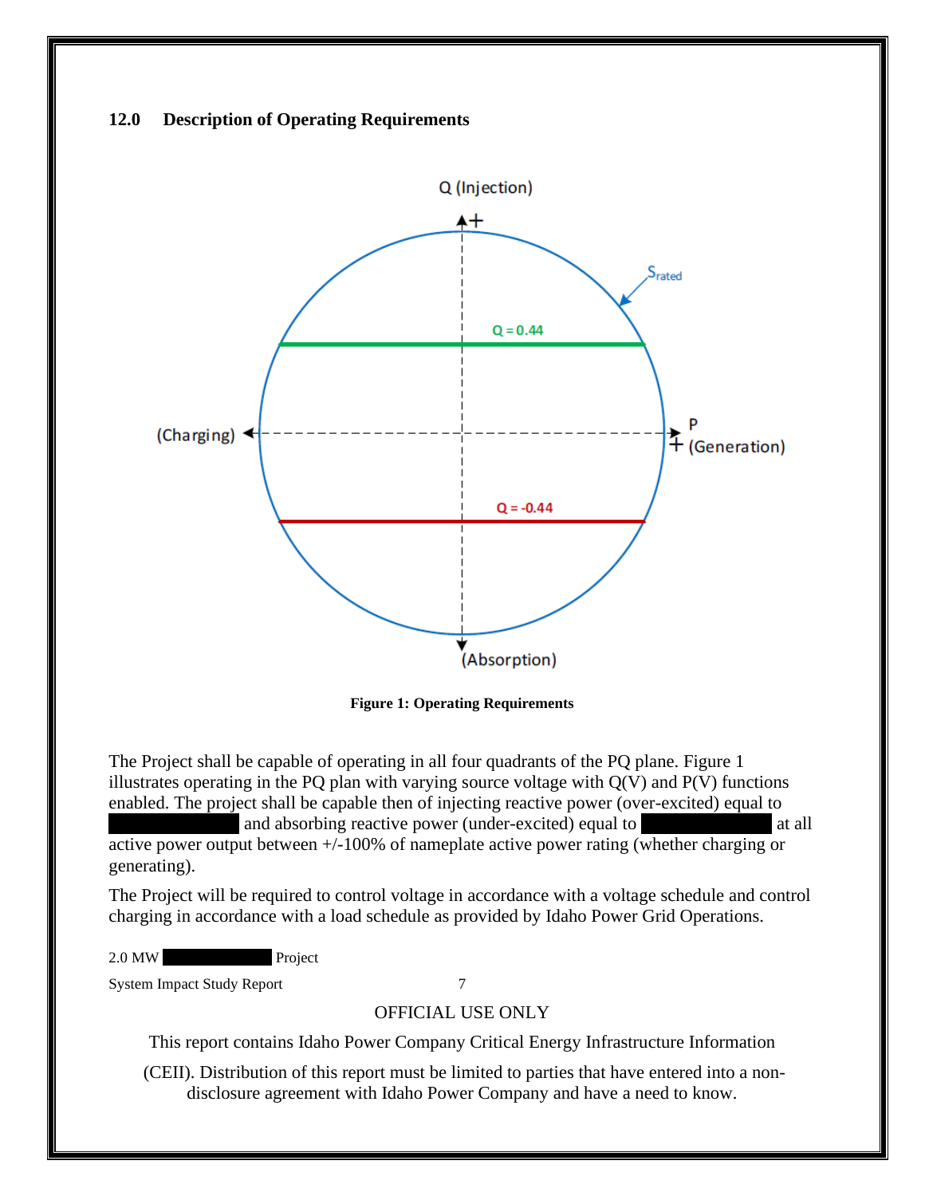## 12.0 Description of Operating Requirements

Figure 1: Operating Requirements

The Project shall be capable of operating in all four quadrants of the PQ plane. Figure 1 illustrates operating in the PQ plan with varying source voltage with Q(V) and P(V) functions enabled. The project shall be capable then of injecting reactive power (over-excited) equal to ██████████ and absorbing reactive power (under-excited) equal to ██████████ at all active power output between +/-100% of nameplate active power rating (whether charging or generating).

The Project will be required to control voltage in accordance with a voltage schedule and control charging in accordance with a load schedule as provided by Idaho Power Grid Operations.

OFFICIAL USE ONLY

This report contains Idaho Power Company Critical Energy Infrastructure Information (CEII). Distribution of this report must be limited to parties that have entered into a non-disclosure agreement with Idaho Power Company and have a need to know.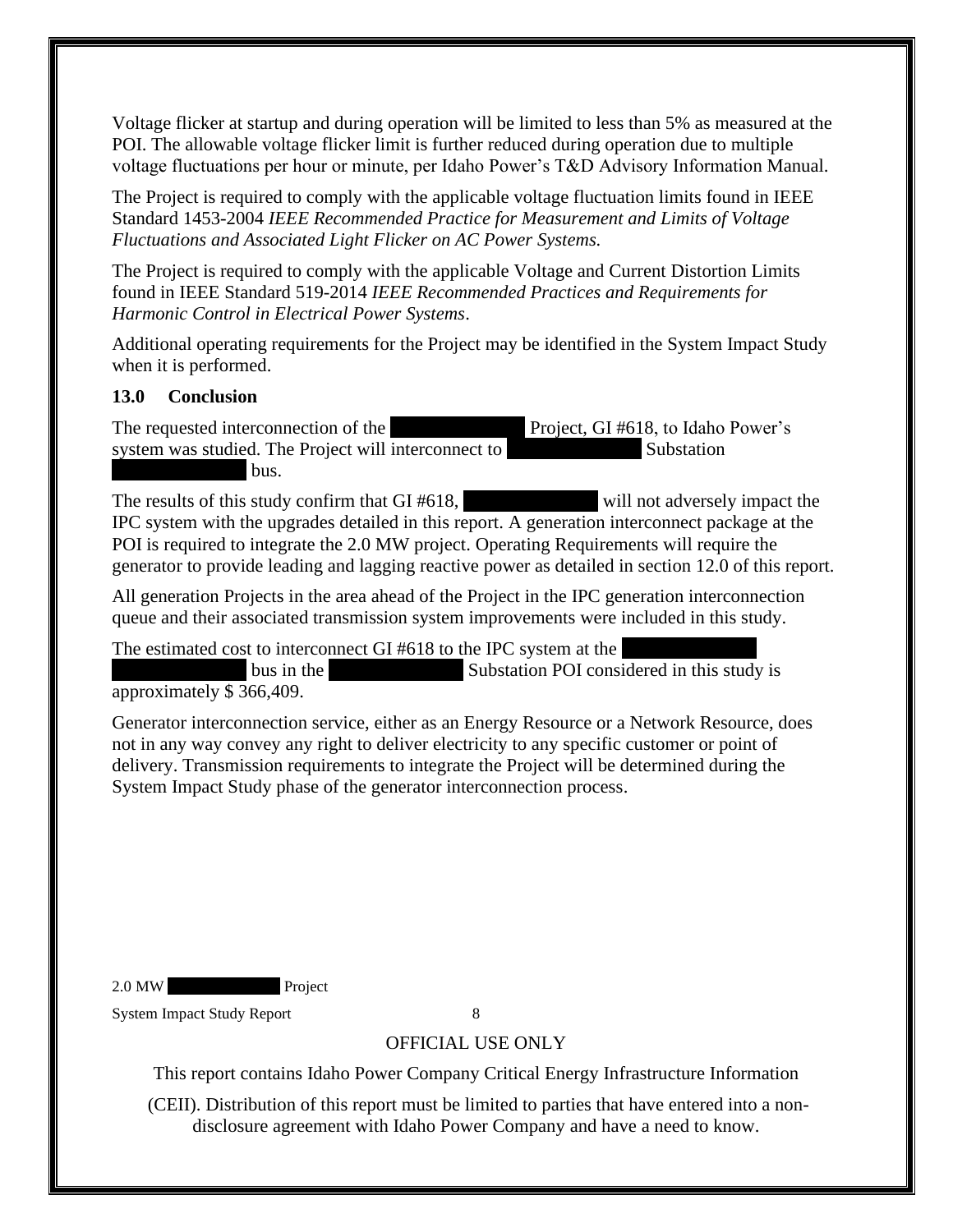Voltage flicker at startup and during operation will be limited to less than 5% as measured at the POI. The allowable voltage flicker limit is further reduced during operation due to multiple voltage fluctuations per hour or minute, per Idaho Power's T&D Advisory Information Manual.

The Project is required to comply with the applicable voltage fluctuation limits found in IEEE Standard 1453-2004 *IEEE Recommended Practice for Measurement and Limits of Voltage Fluctuations and Associated Light Flicker on AC Power Systems.*

The Project is required to comply with the applicable Voltage and Current Distortion Limits found in IEEE Standard 519-2014 *IEEE Recommended Practices and Requirements for Harmonic Control in Electrical Power Systems*.

Additional operating requirements for the Project may be identified in the System Impact Study when it is performed.

## 13.0 Conclusion

The requested interconnection of the [REDACTED] Project, GI #618, to Idaho Power's system was studied. The Project will interconnect to [REDACTED] Substation [REDACTED] bus.

The results of this study confirm that GI #618, [REDACTED] will not adversely impact the IPC system with the upgrades detailed in this report. A generation interconnect package at the POI is required to integrate the 2.0 MW project. Operating Requirements will require the generator to provide leading and lagging reactive power as detailed in section 12.0 of this report.

All generation Projects in the area ahead of the Project in the IPC generation interconnection queue and their associated transmission system improvements were included in this study.

The estimated cost to interconnect GI #618 to the IPC system at the [REDACTED] bus in the [REDACTED] Substation POI considered in this study is approximately $ 366,409.

Generator interconnection service, either as an Energy Resource or a Network Resource, does not in any way convey any right to deliver electricity to any specific customer or point of delivery. Transmission requirements to integrate the Project will be determined during the System Impact Study phase of the generator interconnection process.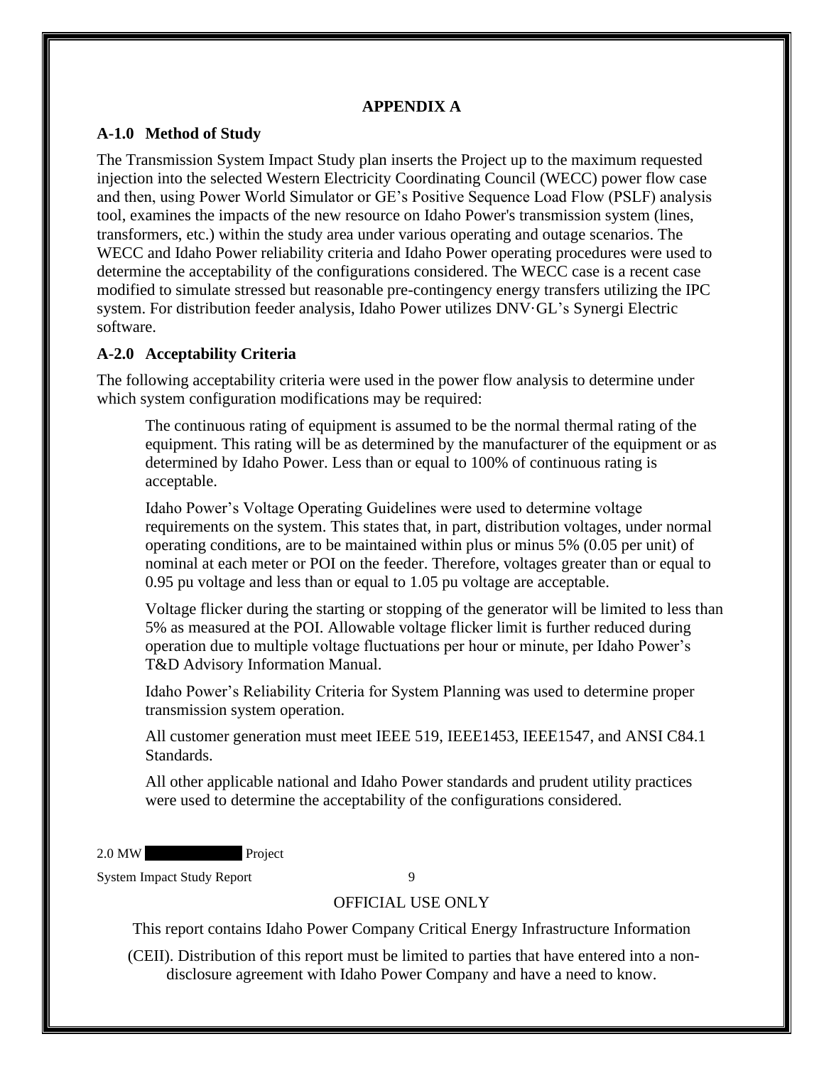## APPENDIX A

### A-1.0 Method of Study

The Transmission System Impact Study plan inserts the Project up to the maximum requested injection into the selected Western Electricity Coordinating Council (WECC) power flow case and then, using Power World Simulator or GE's Positive Sequence Load Flow (PSLF) analysis tool, examines the impacts of the new resource on Idaho Power's transmission system (lines, transformers, etc.) within the study area under various operating and outage scenarios. The WECC and Idaho Power reliability criteria and Idaho Power operating procedures were used to determine the acceptability of the configurations considered. The WECC case is a recent case modified to simulate stressed but reasonable pre-contingency energy transfers utilizing the IPC system. For distribution feeder analysis, Idaho Power utilizes DNV·GL's Synergi Electric software.

### A-2.0 Acceptability Criteria

The following acceptability criteria were used in the power flow analysis to determine under which system configuration modifications may be required:

> The continuous rating of equipment is assumed to be the normal thermal rating of the equipment. This rating will be as determined by the manufacturer of the equipment or as determined by Idaho Power. Less than or equal to 100% of continuous rating is acceptable.
>
> Idaho Power's Voltage Operating Guidelines were used to determine voltage requirements on the system. This states that, in part, distribution voltages, under normal operating conditions, are to be maintained within plus or minus 5% (0.05 per unit) of nominal at each meter or POI on the feeder. Therefore, voltages greater than or equal to 0.95 pu voltage and less than or equal to 1.05 pu voltage are acceptable.
>
> Voltage flicker during the starting or stopping of the generator will be limited to less than 5% as measured at the POI. Allowable voltage flicker limit is further reduced during operation due to multiple voltage fluctuations per hour or minute, per Idaho Power's T&D Advisory Information Manual.
>
> Idaho Power's Reliability Criteria for System Planning was used to determine proper transmission system operation.
>
> All customer generation must meet IEEE 519, IEEE1453, IEEE1547, and ANSI C84.1 Standards.
>
> All other applicable national and Idaho Power standards and prudent utility practices were used to determine the acceptability of the configurations considered.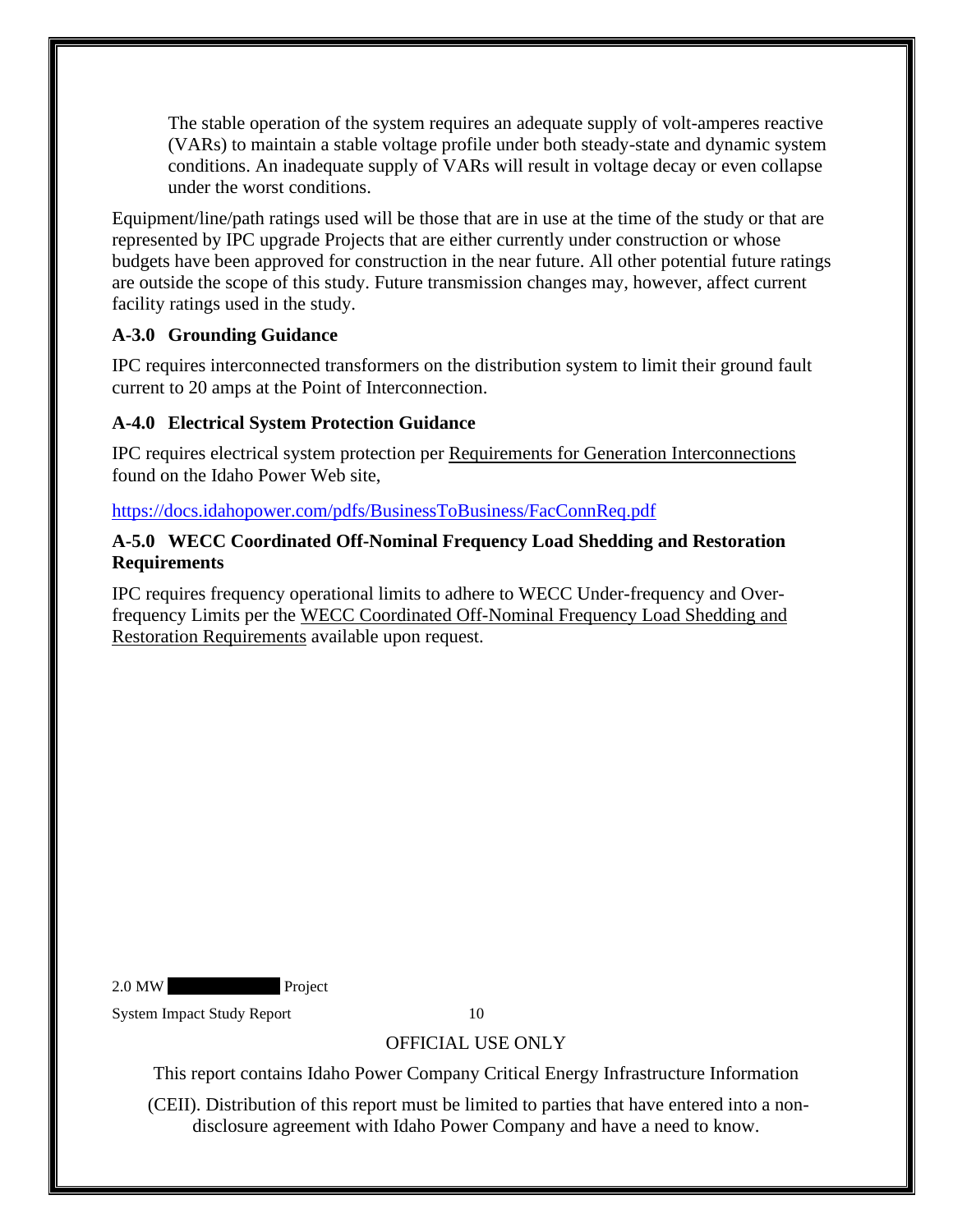The stable operation of the system requires an adequate supply of volt-amperes reactive (VARs) to maintain a stable voltage profile under both steady-state and dynamic system conditions. An inadequate supply of VARs will result in voltage decay or even collapse under the worst conditions.

Equipment/line/path ratings used will be those that are in use at the time of the study or that are represented by IPC upgrade Projects that are either currently under construction or whose budgets have been approved for construction in the near future. All other potential future ratings are outside the scope of this study. Future transmission changes may, however, affect current facility ratings used in the study.

### A-3.0 Grounding Guidance

IPC requires interconnected transformers on the distribution system to limit their ground fault current to 20 amps at the Point of Interconnection.

### A-4.0 Electrical System Protection Guidance

IPC requires electrical system protection per Requirements for Generation Interconnections found on the Idaho Power Web site,

https://docs.idahopower.com/pdfs/BusinessToBusiness/FacConnReq.pdf

### A-5.0 WECC Coordinated Off-Nominal Frequency Load Shedding and Restoration Requirements

IPC requires frequency operational limits to adhere to WECC Under-frequency and Over-frequency Limits per the WECC Coordinated Off-Nominal Frequency Load Shedding and Restoration Requirements available upon request.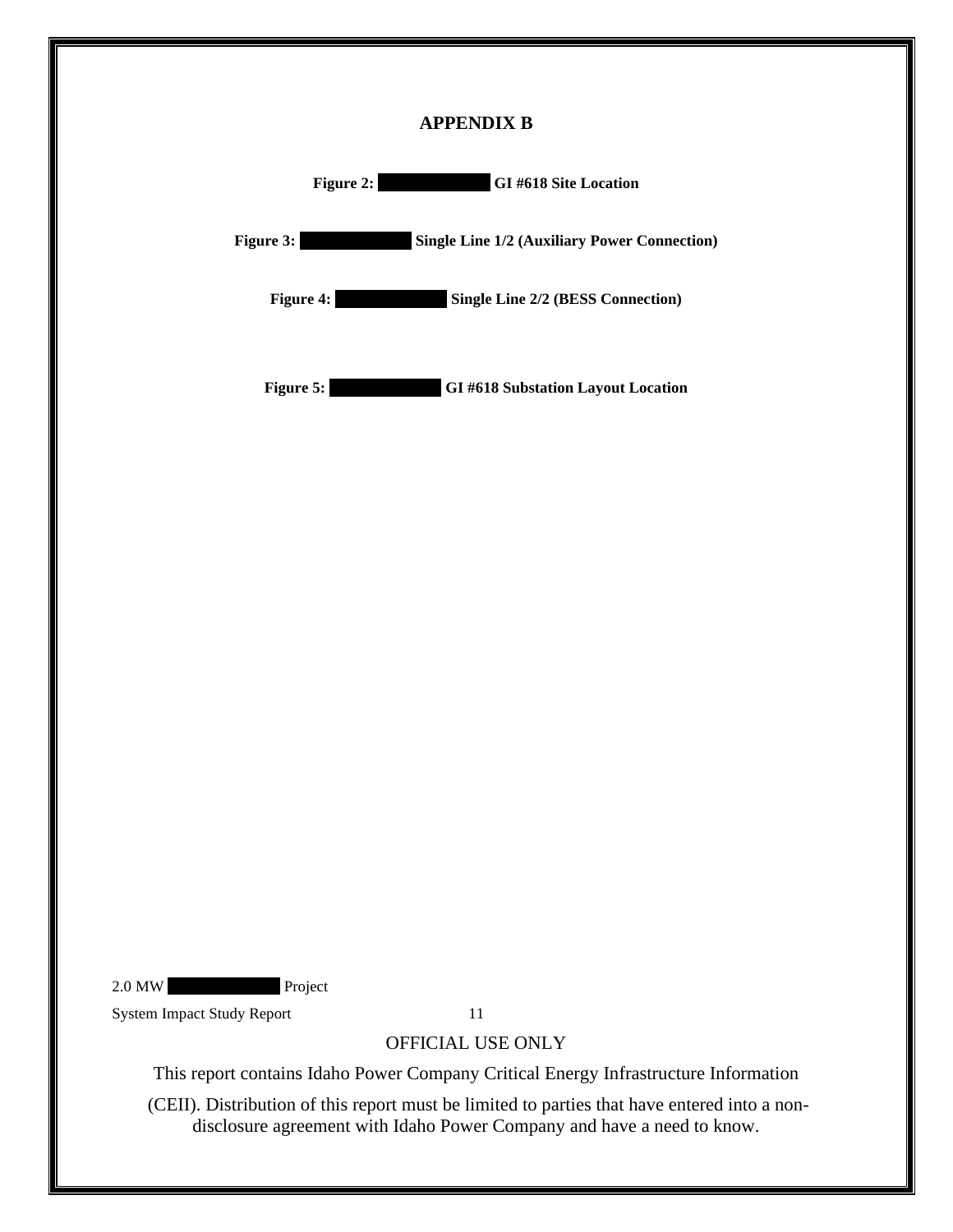## APPENDIX B

**Figure 2: GI #618 Site Location**

**Figure 3: Single Line 1/2 (Auxiliary Power Connection)**

**Figure 4: Single Line 2/2 (BESS Connection)**

**Figure 5: GI #618 Substation Layout Location**

OFFICIAL USE ONLY

This report contains Idaho Power Company Critical Energy Infrastructure Information (CEII). Distribution of this report must be limited to parties that have entered into a non-disclosure agreement with Idaho Power Company and have a need to know.